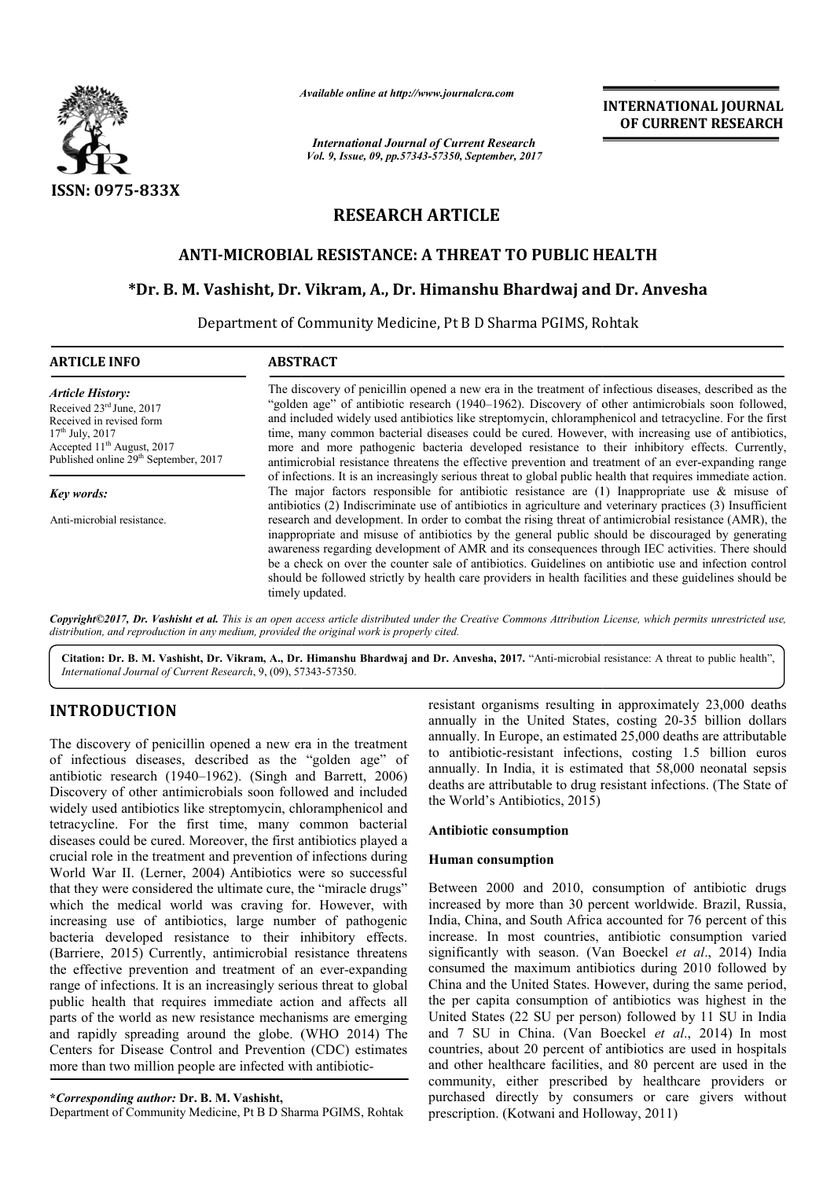ISSN: 0975-833X

*Available online at http://www.journalcra.com*

*International Journal of Current Research*
*Vol. 9, Issue, 09, pp.57343-57350, September, 2017*

**INTERNATIONAL JOURNAL OF CURRENT RESEARCH**

## RESEARCH ARTICLE

# ANTI-MICROBIAL RESISTANCE: A THREAT TO PUBLIC HEALTH

**\*Dr. B. M. Vashisht, Dr. Vikram, A., Dr. Himanshu Bhardwaj and Dr. Anvesha**

Department of Community Medicine, Pt B D Sharma PGIMS, Rohtak

### ARTICLE INFO

*Article History:*
Received 23rd June, 2017
Received in revised form 17th July, 2017
Accepted 11th August, 2017
Published online 29th September, 2017

*Key words:*

Anti-microbial resistance.

### ABSTRACT

The discovery of penicillin opened a new era in the treatment of infectious diseases, described as the "golden age" of antibiotic research (1940–1962). Discovery of other antimicrobials soon followed, and included widely used antibiotics like streptomycin, chloramphenicol and tetracycline. For the first time, many common bacterial diseases could be cured. However, with increasing use of antibiotics, more and more pathogenic bacteria developed resistance to their inhibitory effects. Currently, antimicrobial resistance threatens the effective prevention and treatment of an ever-expanding range of infections. It is an increasingly serious threat to global public health that requires immediate action. The major factors responsible for antibiotic resistance are (1) Inappropriate use & misuse of antibiotics (2) Indiscriminate use of antibiotics in agriculture and veterinary practices (3) Insufficient research and development. In order to combat the rising threat of antimicrobial resistance (AMR), the inappropriate and misuse of antibiotics by the general public should be discouraged by generating awareness regarding development of AMR and its consequences through IEC activities. There should be a check on over the counter sale of antibiotics. Guidelines on antibiotic use and infection control should be followed strictly by health care providers in health facilities and these guidelines should be timely updated.

*Copyright©2017, Dr. Vashisht et al. This is an open access article distributed under the Creative Commons Attribution License, which permits unrestricted use, distribution, and reproduction in any medium, provided the original work is properly cited.*

**Citation: Dr. B. M. Vashisht, Dr. Vikram, A., Dr. Himanshu Bhardwaj and Dr. Anvesha, 2017.** "Anti-microbial resistance: A threat to public health", *International Journal of Current Research*, 9, (09), 57343-57350.

## INTRODUCTION

The discovery of penicillin opened a new era in the treatment of infectious diseases, described as the "golden age" of antibiotic research (1940–1962). (Singh and Barrett, 2006) Discovery of other antimicrobials soon followed and included widely used antibiotics like streptomycin, chloramphenicol and tetracycline. For the first time, many common bacterial diseases could be cured. Moreover, the first antibiotics played a crucial role in the treatment and prevention of infections during World War II. (Lerner, 2004) Antibiotics were so successful that they were considered the ultimate cure, the "miracle drugs" which the medical world was craving for. However, with increasing use of antibiotics, large number of pathogenic bacteria developed resistance to their inhibitory effects. (Barriere, 2015) Currently, antimicrobial resistance threatens the effective prevention and treatment of an ever-expanding range of infections. It is an increasingly serious threat to global public health that requires immediate action and affects all parts of the world as new resistance mechanisms are emerging and rapidly spreading around the globe. (WHO 2014) The Centers for Disease Control and Prevention (CDC) estimates more than two million people are infected with antibiotic-resistant organisms resulting in approximately 23,000 deaths annually in the United States, costing 20-35 billion dollars annually. In Europe, an estimated 25,000 deaths are attributable to antibiotic-resistant infections, costing 1.5 billion euros annually. In India, it is estimated that 58,000 neonatal sepsis deaths are attributable to drug resistant infections. (The State of the World's Antibiotics, 2015)

\*Corresponding author: **Dr. B. M. Vashisht,**
Department of Community Medicine, Pt B D Sharma PGIMS, Rohtak

### Antibiotic consumption

### Human consumption

Between 2000 and 2010, consumption of antibiotic drugs increased by more than 30 percent worldwide. Brazil, Russia, India, China, and South Africa accounted for 76 percent of this increase. In most countries, antibiotic consumption varied significantly with season. (Van Boeckel *et al*., 2014) India consumed the maximum antibiotics during 2010 followed by China and the United States. However, during the same period, the per capita consumption of antibiotics was highest in the United States (22 SU per person) followed by 11 SU in India and 7 SU in China. (Van Boeckel *et al*., 2014) In most countries, about 20 percent of antibiotics are used in hospitals and other healthcare facilities, and 80 percent are used in the community, either prescribed by healthcare providers or purchased directly by consumers or care givers without prescription. (Kotwani and Holloway, 2011)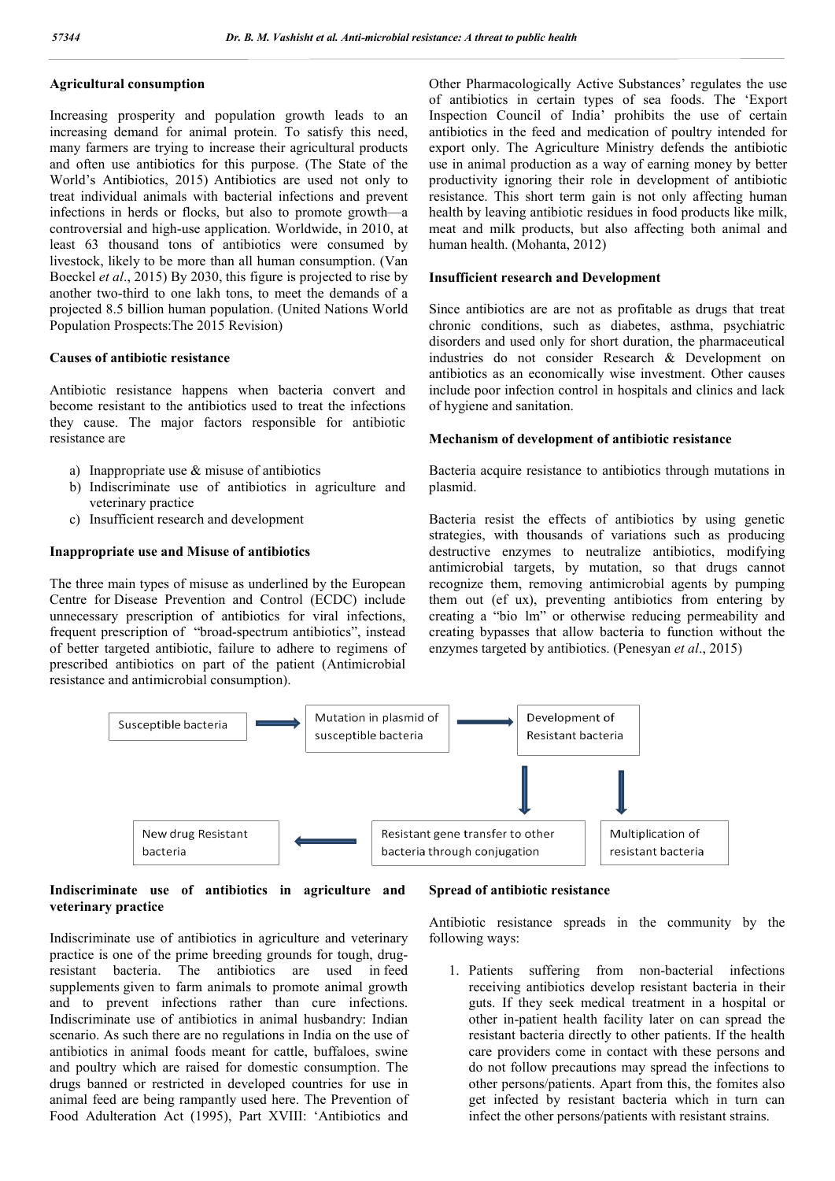### Agricultural consumption

Increasing prosperity and population growth leads to an increasing demand for animal protein. To satisfy this need, many farmers are trying to increase their agricultural products and often use antibiotics for this purpose. (The State of the World's Antibiotics, 2015) Antibiotics are used not only to treat individual animals with bacterial infections and prevent infections in herds or flocks, but also to promote growth—a controversial and high-use application. Worldwide, in 2010, at least 63 thousand tons of antibiotics were consumed by livestock, likely to be more than all human consumption. (Van Boeckel *et al*., 2015) By 2030, this figure is projected to rise by another two-third to one lakh tons, to meet the demands of a projected 8.5 billion human population. (United Nations World Population Prospects:The 2015 Revision)

### Causes of antibiotic resistance

Antibiotic resistance happens when bacteria convert and become resistant to the antibiotics used to treat the infections they cause. The major factors responsible for antibiotic resistance are

a) Inappropriate use & misuse of antibiotics
b) Indiscriminate use of antibiotics in agriculture and veterinary practice
c) Insufficient research and development

### Inappropriate use and Misuse of antibiotics

The three main types of misuse as underlined by the European Centre for Disease Prevention and Control (ECDC) include unnecessary prescription of antibiotics for viral infections, frequent prescription of "broad-spectrum antibiotics", instead of better targeted antibiotic, failure to adhere to regimens of prescribed antibiotics on part of the patient (Antimicrobial resistance and antimicrobial consumption).

### Indiscriminate use of antibiotics in agriculture and veterinary practice

Indiscriminate use of antibiotics in agriculture and veterinary practice is one of the prime breeding grounds for tough, drug-resistant bacteria. The antibiotics are used in feed supplements given to farm animals to promote animal growth and to prevent infections rather than cure infections. Indiscriminate use of antibiotics in animal husbandry: Indian scenario. As such there are no regulations in India on the use of antibiotics in animal foods meant for cattle, buffaloes, swine and poultry which are raised for domestic consumption. The drugs banned or restricted in developed countries for use in animal feed are being rampantly used here. The Prevention of Food Adulteration Act (1995), Part XVIII: 'Antibiotics and Other Pharmacologically Active Substances' regulates the use of antibiotics in certain types of sea foods. The 'Export Inspection Council of India' prohibits the use of certain antibiotics in the feed and medication of poultry intended for export only. The Agriculture Ministry defends the antibiotic use in animal production as a way of earning money by better productivity ignoring their role in development of antibiotic resistance. This short term gain is not only affecting human health by leaving antibiotic residues in food products like milk, meat and milk products, but also affecting both animal and human health. (Mohanta, 2012)

### Insufficient research and Development

Since antibiotics are are not as profitable as drugs that treat chronic conditions, such as diabetes, asthma, psychiatric disorders and used only for short duration, the pharmaceutical industries do not consider Research & Development on antibiotics as an economically wise investment. Other causes include poor infection control in hospitals and clinics and lack of hygiene and sanitation.

### Mechanism of development of antibiotic resistance

Bacteria acquire resistance to antibiotics through mutations in plasmid.

Bacteria resist the effects of antibiotics by using genetic strategies, with thousands of variations such as producing destructive enzymes to neutralize antibiotics, modifying antimicrobial targets, by mutation, so that drugs cannot recognize them, removing antimicrobial agents by pumping them out (ef ux), preventing antibiotics from entering by creating a "bio lm" or otherwise reducing permeability and creating bypasses that allow bacteria to function without the enzymes targeted by antibiotics. (Penesyan *et al*., 2015)

Susceptible bacteria → Mutation in plasmid of susceptible bacteria → Development of Resistant bacteria → Resistant gene transfer to other bacteria through conjugation → New drug Resistant bacteria

Development of Resistant bacteria → Multiplication of resistant bacteria

### Spread of antibiotic resistance

Antibiotic resistance spreads in the community by the following ways:

1. Patients suffering from non-bacterial infections receiving antibiotics develop resistant bacteria in their guts. If they seek medical treatment in a hospital or other in-patient health facility later on can spread the resistant bacteria directly to other patients. If the health care providers come in contact with these persons and do not follow precautions may spread the infections to other persons/patients. Apart from this, the fomites also get infected by resistant bacteria which in turn can infect the other persons/patients with resistant strains.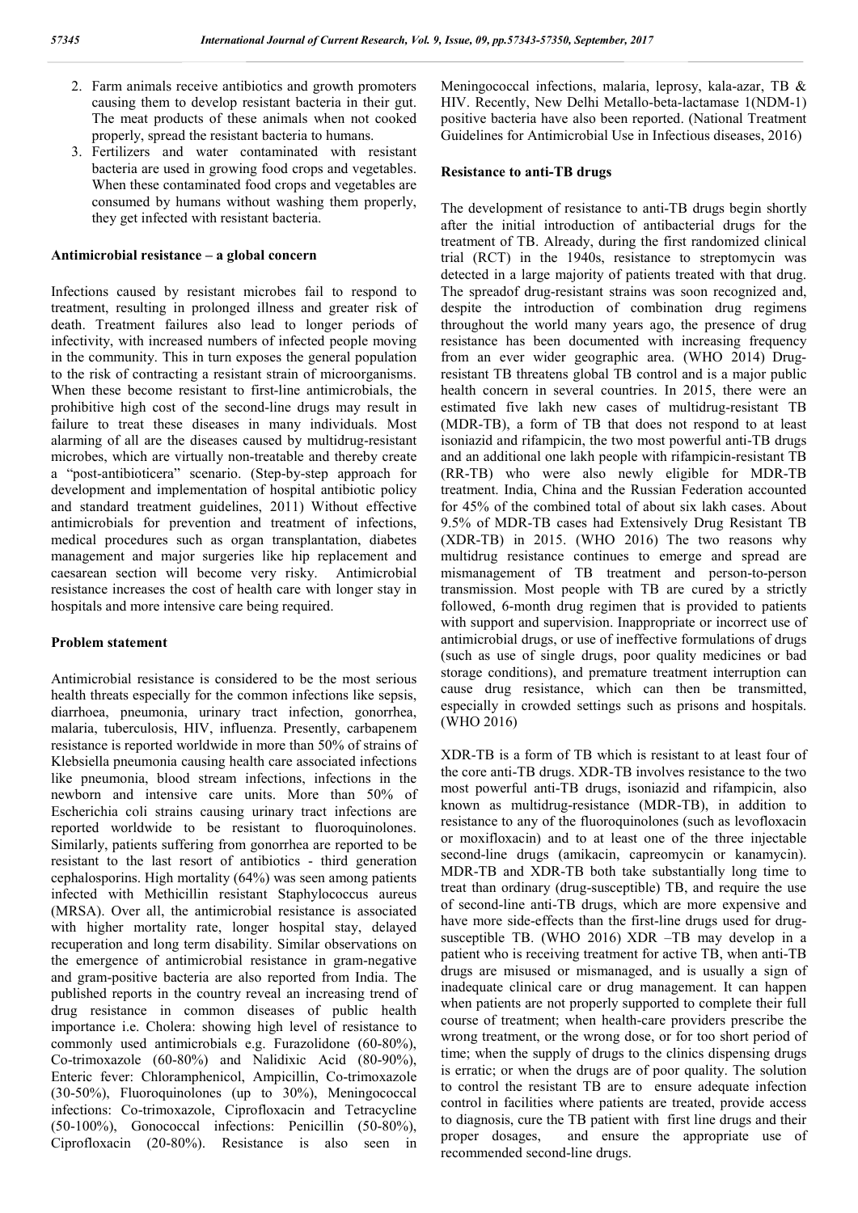2. Farm animals receive antibiotics and growth promoters causing them to develop resistant bacteria in their gut. The meat products of these animals when not cooked properly, spread the resistant bacteria to humans.
3. Fertilizers and water contaminated with resistant bacteria are used in growing food crops and vegetables. When these contaminated food crops and vegetables are consumed by humans without washing them properly, they get infected with resistant bacteria.

### Antimicrobial resistance – a global concern

Infections caused by resistant microbes fail to respond to treatment, resulting in prolonged illness and greater risk of death. Treatment failures also lead to longer periods of infectivity, with increased numbers of infected people moving in the community. This in turn exposes the general population to the risk of contracting a resistant strain of microorganisms. When these become resistant to first-line antimicrobials, the prohibitive high cost of the second-line drugs may result in failure to treat these diseases in many individuals. Most alarming of all are the diseases caused by multidrug-resistant microbes, which are virtually non-treatable and thereby create a "post-antibioticera" scenario. (Step-by-step approach for development and implementation of hospital antibiotic policy and standard treatment guidelines, 2011) Without effective antimicrobials for prevention and treatment of infections, medical procedures such as organ transplantation, diabetes management and major surgeries like hip replacement and caesarean section will become very risky. Antimicrobial resistance increases the cost of health care with longer stay in hospitals and more intensive care being required.

### Problem statement

Antimicrobial resistance is considered to be the most serious health threats especially for the common infections like sepsis, diarrhoea, pneumonia, urinary tract infection, gonorrhea, malaria, tuberculosis, HIV, influenza. Presently, carbapenem resistance is reported worldwide in more than 50% of strains of Klebsiella pneumonia causing health care associated infections like pneumonia, blood stream infections, infections in the newborn and intensive care units. More than 50% of Escherichia coli strains causing urinary tract infections are reported worldwide to be resistant to fluoroquinolones. Similarly, patients suffering from gonorrhea are reported to be resistant to the last resort of antibiotics - third generation cephalosporins. High mortality (64%) was seen among patients infected with Methicillin resistant Staphylococcus aureus (MRSA). Over all, the antimicrobial resistance is associated with higher mortality rate, longer hospital stay, delayed recuperation and long term disability. Similar observations on the emergence of antimicrobial resistance in gram-negative and gram-positive bacteria are also reported from India. The published reports in the country reveal an increasing trend of drug resistance in common diseases of public health importance i.e. Cholera: showing high level of resistance to commonly used antimicrobials e.g. Furazolidone (60-80%), Co-trimoxazole (60-80%) and Nalidixic Acid (80-90%), Enteric fever: Chloramphenicol, Ampicillin, Co-trimoxazole (30-50%), Fluoroquinolones (up to 30%), Meningococcal infections: Co-trimoxazole, Ciprofloxacin and Tetracycline (50-100%), Gonococcal infections: Penicillin (50-80%), Ciprofloxacin (20-80%). Resistance is also seen in Meningococcal infections, malaria, leprosy, kala-azar, TB & HIV. Recently, New Delhi Metallo-beta-lactamase 1(NDM-1) positive bacteria have also been reported. (National Treatment Guidelines for Antimicrobial Use in Infectious diseases, 2016)

### Resistance to anti-TB drugs

The development of resistance to anti-TB drugs begin shortly after the initial introduction of antibacterial drugs for the treatment of TB. Already, during the first randomized clinical trial (RCT) in the 1940s, resistance to streptomycin was detected in a large majority of patients treated with that drug. The spreadof drug-resistant strains was soon recognized and, despite the introduction of combination drug regimens throughout the world many years ago, the presence of drug resistance has been documented with increasing frequency from an ever wider geographic area. (WHO 2014) Drug-resistant TB threatens global TB control and is a major public health concern in several countries. In 2015, there were an estimated five lakh new cases of multidrug-resistant TB (MDR-TB), a form of TB that does not respond to at least isoniazid and rifampicin, the two most powerful anti-TB drugs and an additional one lakh people with rifampicin-resistant TB (RR-TB) who were also newly eligible for MDR-TB treatment. India, China and the Russian Federation accounted for 45% of the combined total of about six lakh cases. About 9.5% of MDR-TB cases had Extensively Drug Resistant TB (XDR-TB) in 2015. (WHO 2016) The two reasons why multidrug resistance continues to emerge and spread are mismanagement of TB treatment and person-to-person transmission. Most people with TB are cured by a strictly followed, 6-month drug regimen that is provided to patients with support and supervision. Inappropriate or incorrect use of antimicrobial drugs, or use of ineffective formulations of drugs (such as use of single drugs, poor quality medicines or bad storage conditions), and premature treatment interruption can cause drug resistance, which can then be transmitted, especially in crowded settings such as prisons and hospitals. (WHO 2016)

XDR-TB is a form of TB which is resistant to at least four of the core anti-TB drugs. XDR-TB involves resistance to the two most powerful anti-TB drugs, isoniazid and rifampicin, also known as multidrug-resistance (MDR-TB), in addition to resistance to any of the fluoroquinolones (such as levofloxacin or moxifloxacin) and to at least one of the three injectable second-line drugs (amikacin, capreomycin or kanamycin). MDR-TB and XDR-TB both take substantially long time to treat than ordinary (drug-susceptible) TB, and require the use of second-line anti-TB drugs, which are more expensive and have more side-effects than the first-line drugs used for drug-susceptible TB. (WHO 2016) XDR –TB may develop in a patient who is receiving treatment for active TB, when anti-TB drugs are misused or mismanaged, and is usually a sign of inadequate clinical care or drug management. It can happen when patients are not properly supported to complete their full course of treatment; when health-care providers prescribe the wrong treatment, or the wrong dose, or for too short period of time; when the supply of drugs to the clinics dispensing drugs is erratic; or when the drugs are of poor quality. The solution to control the resistant TB are to ensure adequate infection control in facilities where patients are treated, provide access to diagnosis, cure the TB patient with first line drugs and their proper dosages, and ensure the appropriate use of recommended second-line drugs.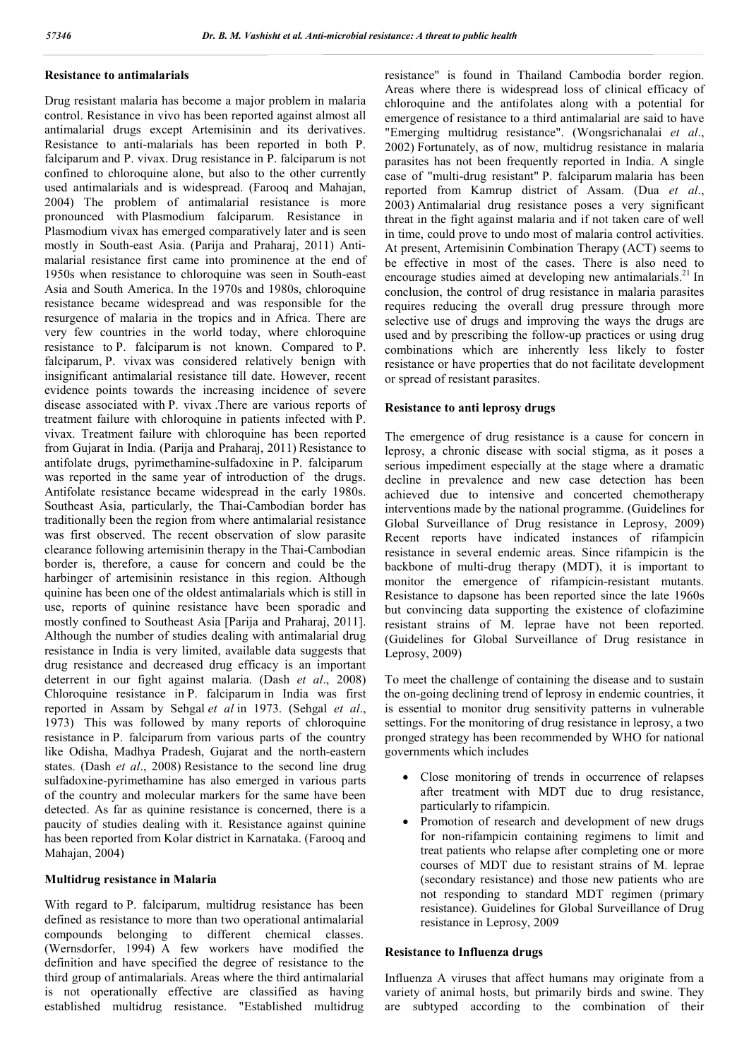### Resistance to antimalarials

Drug resistant malaria has become a major problem in malaria control. Resistance in vivo has been reported against almost all antimalarial drugs except Artemisinin and its derivatives. Resistance to anti-malarials has been reported in both P. falciparum and P. vivax. Drug resistance in P. falciparum is not confined to chloroquine alone, but also to the other currently used antimalarials and is widespread. (Farooq and Mahajan, 2004) The problem of antimalarial resistance is more pronounced with Plasmodium falciparum. Resistance in Plasmodium vivax has emerged comparatively later and is seen mostly in South-east Asia. (Parija and Praharaj, 2011) Anti-malarial resistance first came into prominence at the end of 1950s when resistance to chloroquine was seen in South-east Asia and South America. In the 1970s and 1980s, chloroquine resistance became widespread and was responsible for the resurgence of malaria in the tropics and in Africa. There are very few countries in the world today, where chloroquine resistance to P. falciparum is not known. Compared to P. falciparum, P. vivax was considered relatively benign with insignificant antimalarial resistance till date. However, recent evidence points towards the increasing incidence of severe disease associated with P. vivax .There are various reports of treatment failure with chloroquine in patients infected with P. vivax. Treatment failure with chloroquine has been reported from Gujarat in India. (Parija and Praharaj, 2011) Resistance to antifolate drugs, pyrimethamine-sulfadoxine in P. falciparum was reported in the same year of introduction of the drugs. Antifolate resistance became widespread in the early 1980s. Southeast Asia, particularly, the Thai-Cambodian border has traditionally been the region from where antimalarial resistance was first observed. The recent observation of slow parasite clearance following artemisinin therapy in the Thai-Cambodian border is, therefore, a cause for concern and could be the harbinger of artemisinin resistance in this region. Although quinine has been one of the oldest antimalarials which is still in use, reports of quinine resistance have been sporadic and mostly confined to Southeast Asia [Parija and Praharaj, 2011]. Although the number of studies dealing with antimalarial drug resistance in India is very limited, available data suggests that drug resistance and decreased drug efficacy is an important deterrent in our fight against malaria. (Dash *et al*., 2008) Chloroquine resistance in P. falciparum in India was first reported in Assam by Sehgal *et al* in 1973. (Sehgal *et al*., 1973) This was followed by many reports of chloroquine resistance in P. falciparum from various parts of the country like Odisha, Madhya Pradesh, Gujarat and the north-eastern states. (Dash *et al*., 2008) Resistance to the second line drug sulfadoxine-pyrimethamine has also emerged in various parts of the country and molecular markers for the same have been detected. As far as quinine resistance is concerned, there is a paucity of studies dealing with it. Resistance against quinine has been reported from Kolar district in Karnataka. (Farooq and Mahajan, 2004)

### Multidrug resistance in Malaria

With regard to P. falciparum, multidrug resistance has been defined as resistance to more than two operational antimalarial compounds belonging to different chemical classes. (Wernsdorfer, 1994) A few workers have modified the definition and have specified the degree of resistance to the third group of antimalarials. Areas where the third antimalarial is not operationally effective are classified as having established multidrug resistance. "Established multidrug resistance" is found in Thailand Cambodia border region. Areas where there is widespread loss of clinical efficacy of chloroquine and the antifolates along with a potential for emergence of resistance to a third antimalarial are said to have "Emerging multidrug resistance". (Wongsrichanalai *et al*., 2002) Fortunately, as of now, multidrug resistance in malaria parasites has not been frequently reported in India. A single case of "multi-drug resistant" P. falciparum malaria has been reported from Kamrup district of Assam. (Dua *et al*., 2003) Antimalarial drug resistance poses a very significant threat in the fight against malaria and if not taken care of well in time, could prove to undo most of malaria control activities. At present, Artemisinin Combination Therapy (ACT) seems to be effective in most of the cases. There is also need to encourage studies aimed at developing new antimalarials.[21] In conclusion, the control of drug resistance in malaria parasites requires reducing the overall drug pressure through more selective use of drugs and improving the ways the drugs are used and by prescribing the follow-up practices or using drug combinations which are inherently less likely to foster resistance or have properties that do not facilitate development or spread of resistant parasites.

### Resistance to anti leprosy drugs

The emergence of drug resistance is a cause for concern in leprosy, a chronic disease with social stigma, as it poses a serious impediment especially at the stage where a dramatic decline in prevalence and new case detection has been achieved due to intensive and concerted chemotherapy interventions made by the national programme. (Guidelines for Global Surveillance of Drug resistance in Leprosy, 2009) Recent reports have indicated instances of rifampicin resistance in several endemic areas. Since rifampicin is the backbone of multi-drug therapy (MDT), it is important to monitor the emergence of rifampicin-resistant mutants. Resistance to dapsone has been reported since the late 1960s but convincing data supporting the existence of clofazimine resistant strains of M. leprae have not been reported. (Guidelines for Global Surveillance of Drug resistance in Leprosy, 2009)

To meet the challenge of containing the disease and to sustain the on-going declining trend of leprosy in endemic countries, it is essential to monitor drug sensitivity patterns in vulnerable settings. For the monitoring of drug resistance in leprosy, a two pronged strategy has been recommended by WHO for national governments which includes

- Close monitoring of trends in occurrence of relapses after treatment with MDT due to drug resistance, particularly to rifampicin.
- Promotion of research and development of new drugs for non-rifampicin containing regimens to limit and treat patients who relapse after completing one or more courses of MDT due to resistant strains of M. leprae (secondary resistance) and those new patients who are not responding to standard MDT regimen (primary resistance). Guidelines for Global Surveillance of Drug resistance in Leprosy, 2009

### Resistance to Influenza drugs

Influenza A viruses that affect humans may originate from a variety of animal hosts, but primarily birds and swine. They are subtyped according to the combination of their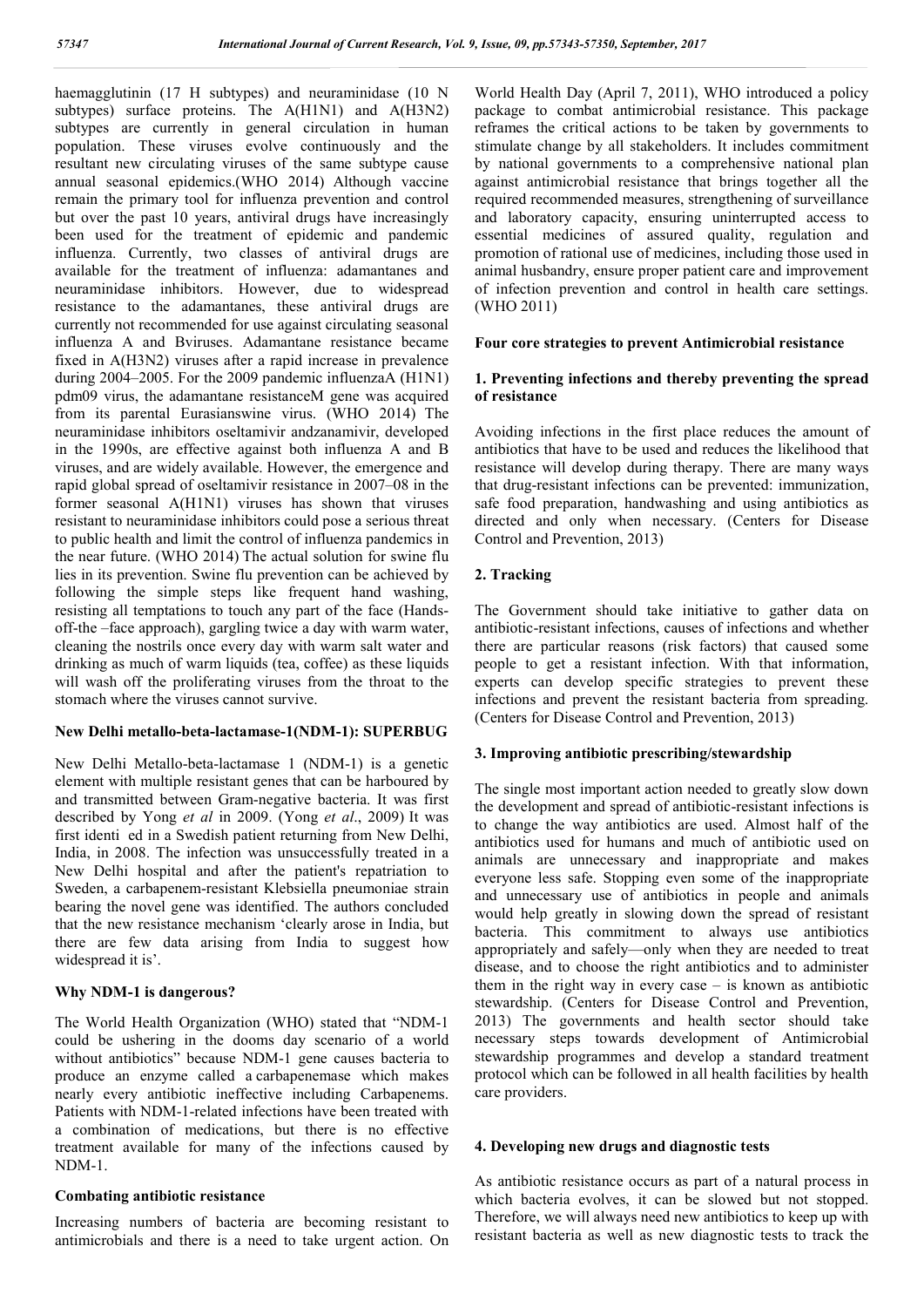haemagglutinin (17 H subtypes) and neuraminidase (10 N subtypes) surface proteins. The A(H1N1) and A(H3N2) subtypes are currently in general circulation in human population. These viruses evolve continuously and the resultant new circulating viruses of the same subtype cause annual seasonal epidemics.(WHO 2014) Although vaccine remain the primary tool for influenza prevention and control but over the past 10 years, antiviral drugs have increasingly been used for the treatment of epidemic and pandemic influenza. Currently, two classes of antiviral drugs are available for the treatment of influenza: adamantanes and neuraminidase inhibitors. However, due to widespread resistance to the adamantanes, these antiviral drugs are currently not recommended for use against circulating seasonal influenza A and Bviruses. Adamantane resistance became fixed in A(H3N2) viruses after a rapid increase in prevalence during 2004–2005. For the 2009 pandemic influenzaA (H1N1) pdm09 virus, the adamantane resistanceM gene was acquired from its parental Eurasianswine virus. (WHO 2014) The neuraminidase inhibitors oseltamivir andzanamivir, developed in the 1990s, are effective against both influenza A and B viruses, and are widely available. However, the emergence and rapid global spread of oseltamivir resistance in 2007–08 in the former seasonal A(H1N1) viruses has shown that viruses resistant to neuraminidase inhibitors could pose a serious threat to public health and limit the control of influenza pandemics in the near future. (WHO 2014) The actual solution for swine flu lies in its prevention. Swine flu prevention can be achieved by following the simple steps like frequent hand washing, resisting all temptations to touch any part of the face (Hands-off-the –face approach), gargling twice a day with warm water, cleaning the nostrils once every day with warm salt water and drinking as much of warm liquids (tea, coffee) as these liquids will wash off the proliferating viruses from the throat to the stomach where the viruses cannot survive.

### New Delhi metallo-beta-lactamase-1(NDM-1): SUPERBUG

New Delhi Metallo-beta-lactamase 1 (NDM-1) is a genetic element with multiple resistant genes that can be harboured by and transmitted between Gram-negative bacteria. It was first described by Yong *et al* in 2009. (Yong *et al*., 2009) It was first identi ed in a Swedish patient returning from New Delhi, India, in 2008. The infection was unsuccessfully treated in a New Delhi hospital and after the patient's repatriation to Sweden, a carbapenem-resistant Klebsiella pneumoniae strain bearing the novel gene was identified. The authors concluded that the new resistance mechanism 'clearly arose in India, but there are few data arising from India to suggest how widespread it is'.

### Why NDM-1 is dangerous?

The World Health Organization (WHO) stated that "NDM-1 could be ushering in the dooms day scenario of a world without antibiotics" because NDM-1 gene causes bacteria to produce an enzyme called a carbapenemase which makes nearly every antibiotic ineffective including Carbapenems. Patients with NDM-1-related infections have been treated with a combination of medications, but there is no effective treatment available for many of the infections caused by NDM-1.

### Combating antibiotic resistance

Increasing numbers of bacteria are becoming resistant to antimicrobials and there is a need to take urgent action. On World Health Day (April 7, 2011), WHO introduced a policy package to combat antimicrobial resistance. This package reframes the critical actions to be taken by governments to stimulate change by all stakeholders. It includes commitment by national governments to a comprehensive national plan against antimicrobial resistance that brings together all the required recommended measures, strengthening of surveillance and laboratory capacity, ensuring uninterrupted access to essential medicines of assured quality, regulation and promotion of rational use of medicines, including those used in animal husbandry, ensure proper patient care and improvement of infection prevention and control in health care settings. (WHO 2011)

### Four core strategies to prevent Antimicrobial resistance

#### 1. Preventing infections and thereby preventing the spread of resistance

Avoiding infections in the first place reduces the amount of antibiotics that have to be used and reduces the likelihood that resistance will develop during therapy. There are many ways that drug-resistant infections can be prevented: immunization, safe food preparation, handwashing and using antibiotics as directed and only when necessary. (Centers for Disease Control and Prevention, 2013)

#### 2. Tracking

The Government should take initiative to gather data on antibiotic-resistant infections, causes of infections and whether there are particular reasons (risk factors) that caused some people to get a resistant infection. With that information, experts can develop specific strategies to prevent these infections and prevent the resistant bacteria from spreading. (Centers for Disease Control and Prevention, 2013)

#### 3. Improving antibiotic prescribing/stewardship

The single most important action needed to greatly slow down the development and spread of antibiotic-resistant infections is to change the way antibiotics are used. Almost half of the antibiotics used for humans and much of antibiotic used on animals are unnecessary and inappropriate and makes everyone less safe. Stopping even some of the inappropriate and unnecessary use of antibiotics in people and animals would help greatly in slowing down the spread of resistant bacteria. This commitment to always use antibiotics appropriately and safely—only when they are needed to treat disease, and to choose the right antibiotics and to administer them in the right way in every case – is known as antibiotic stewardship. (Centers for Disease Control and Prevention, 2013) The governments and health sector should take necessary steps towards development of Antimicrobial stewardship programmes and develop a standard treatment protocol which can be followed in all health facilities by health care providers.

#### 4. Developing new drugs and diagnostic tests

As antibiotic resistance occurs as part of a natural process in which bacteria evolves, it can be slowed but not stopped. Therefore, we will always need new antibiotics to keep up with resistant bacteria as well as new diagnostic tests to track the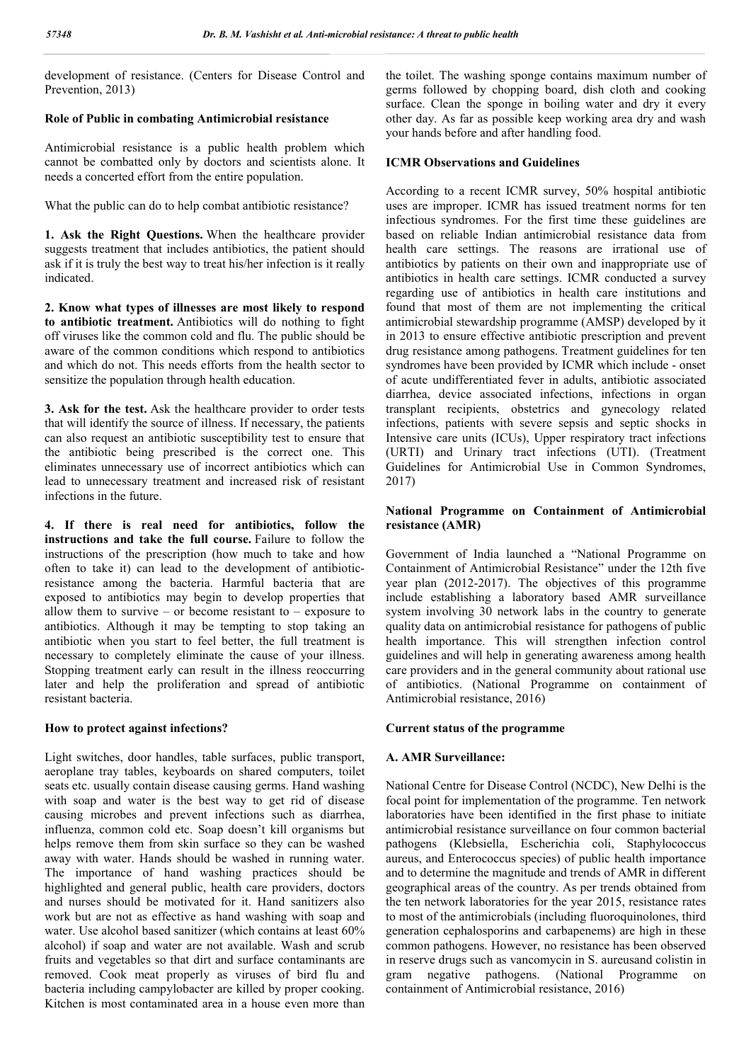development of resistance. (Centers for Disease Control and Prevention, 2013)

## Role of Public in combating Antimicrobial resistance

Antimicrobial resistance is a public health problem which cannot be combatted only by doctors and scientists alone. It needs a concerted effort from the entire population.

What the public can do to help combat antibiotic resistance?

**1. Ask the Right Questions.** When the healthcare provider suggests treatment that includes antibiotics, the patient should ask if it is truly the best way to treat his/her infection is it really indicated.

**2. Know what types of illnesses are most likely to respond to antibiotic treatment.** Antibiotics will do nothing to fight off viruses like the common cold and flu. The public should be aware of the common conditions which respond to antibiotics and which do not. This needs efforts from the health sector to sensitize the population through health education.

**3. Ask for the test.** Ask the healthcare provider to order tests that will identify the source of illness. If necessary, the patients can also request an antibiotic susceptibility test to ensure that the antibiotic being prescribed is the correct one. This eliminates unnecessary use of incorrect antibiotics which can lead to unnecessary treatment and increased risk of resistant infections in the future.

**4. If there is real need for antibiotics, follow the instructions and take the full course.** Failure to follow the instructions of the prescription (how much to take and how often to take it) can lead to the development of antibiotic-resistance among the bacteria. Harmful bacteria that are exposed to antibiotics may begin to develop properties that allow them to survive – or become resistant to – exposure to antibiotics. Although it may be tempting to stop taking an antibiotic when you start to feel better, the full treatment is necessary to completely eliminate the cause of your illness. Stopping treatment early can result in the illness reoccurring later and help the proliferation and spread of antibiotic resistant bacteria.

## How to protect against infections?

Light switches, door handles, table surfaces, public transport, aeroplane tray tables, keyboards on shared computers, toilet seats etc. usually contain disease causing germs. Hand washing with soap and water is the best way to get rid of disease causing microbes and prevent infections such as diarrhea, influenza, common cold etc. Soap doesn't kill organisms but helps remove them from skin surface so they can be washed away with water. Hands should be washed in running water. The importance of hand washing practices should be highlighted and general public, health care providers, doctors and nurses should be motivated for it. Hand sanitizers also work but are not as effective as hand washing with soap and water. Use alcohol based sanitizer (which contains at least 60% alcohol) if soap and water are not available. Wash and scrub fruits and vegetables so that dirt and surface contaminants are removed. Cook meat properly as viruses of bird flu and bacteria including campylobacter are killed by proper cooking. Kitchen is most contaminated area in a house even more than the toilet. The washing sponge contains maximum number of germs followed by chopping board, dish cloth and cooking surface. Clean the sponge in boiling water and dry it every other day. As far as possible keep working area dry and wash your hands before and after handling food.

## ICMR Observations and Guidelines

According to a recent ICMR survey, 50% hospital antibiotic uses are improper. ICMR has issued treatment norms for ten infectious syndromes. For the first time these guidelines are based on reliable Indian antimicrobial resistance data from health care settings. The reasons are irrational use of antibiotics by patients on their own and inappropriate use of antibiotics in health care settings. ICMR conducted a survey regarding use of antibiotics in health care institutions and found that most of them are not implementing the critical antimicrobial stewardship programme (AMSP) developed by it in 2013 to ensure effective antibiotic prescription and prevent drug resistance among pathogens. Treatment guidelines for ten syndromes have been provided by ICMR which include - onset of acute undifferentiated fever in adults, antibiotic associated diarrhea, device associated infections, infections in organ transplant recipients, obstetrics and gynecology related infections, patients with severe sepsis and septic shocks in Intensive care units (ICUs), Upper respiratory tract infections (URTI) and Urinary tract infections (UTI). (Treatment Guidelines for Antimicrobial Use in Common Syndromes, 2017)

## National Programme on Containment of Antimicrobial resistance (AMR)

Government of India launched a "National Programme on Containment of Antimicrobial Resistance" under the 12th five year plan (2012-2017). The objectives of this programme include establishing a laboratory based AMR surveillance system involving 30 network labs in the country to generate quality data on antimicrobial resistance for pathogens of public health importance. This will strengthen infection control guidelines and will help in generating awareness among health care providers and in the general community about rational use of antibiotics. (National Programme on containment of Antimicrobial resistance, 2016)

## Current status of the programme

### A. AMR Surveillance:

National Centre for Disease Control (NCDC), New Delhi is the focal point for implementation of the programme. Ten network laboratories have been identified in the first phase to initiate antimicrobial resistance surveillance on four common bacterial pathogens (Klebsiella, Escherichia coli, Staphylococcus aureus, and Enterococcus species) of public health importance and to determine the magnitude and trends of AMR in different geographical areas of the country. As per trends obtained from the ten network laboratories for the year 2015, resistance rates to most of the antimicrobials (including fluoroquinolones, third generation cephalosporins and carbapenems) are high in these common pathogens. However, no resistance has been observed in reserve drugs such as vancomycin in S. aureusand colistin in gram negative pathogens. (National Programme on containment of Antimicrobial resistance, 2016)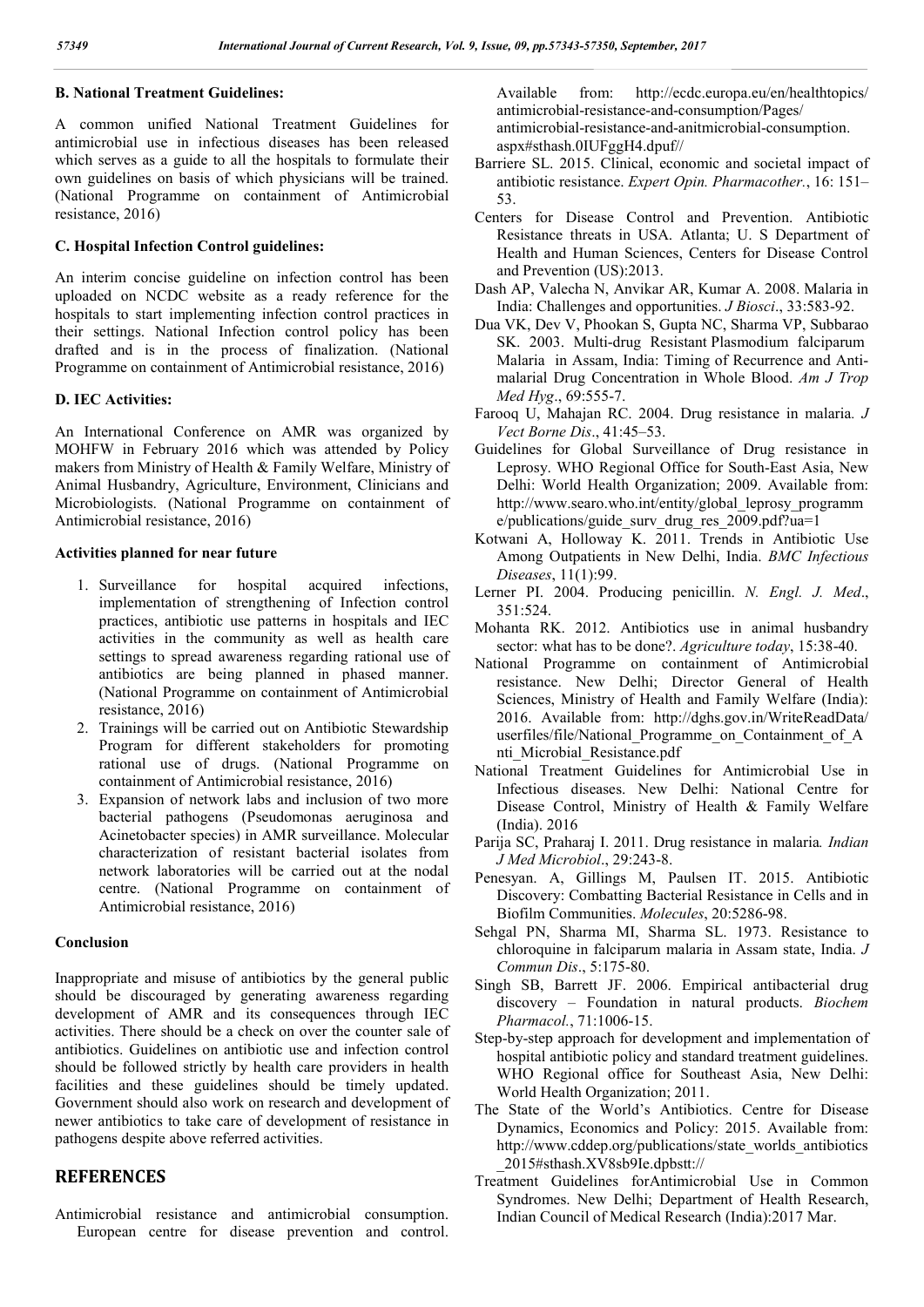### B. National Treatment Guidelines:

A common unified National Treatment Guidelines for antimicrobial use in infectious diseases has been released which serves as a guide to all the hospitals to formulate their own guidelines on basis of which physicians will be trained. (National Programme on containment of Antimicrobial resistance, 2016)

### C. Hospital Infection Control guidelines:

An interim concise guideline on infection control has been uploaded on NCDC website as a ready reference for the hospitals to start implementing infection control practices in their settings. National Infection control policy has been drafted and is in the process of finalization. (National Programme on containment of Antimicrobial resistance, 2016)

### D. IEC Activities:

An International Conference on AMR was organized by MOHFW in February 2016 which was attended by Policy makers from Ministry of Health & Family Welfare, Ministry of Animal Husbandry, Agriculture, Environment, Clinicians and Microbiologists. (National Programme on containment of Antimicrobial resistance, 2016)

### Activities planned for near future

1. Surveillance for hospital acquired infections, implementation of strengthening of Infection control practices, antibiotic use patterns in hospitals and IEC activities in the community as well as health care settings to spread awareness regarding rational use of antibiotics are being planned in phased manner. (National Programme on containment of Antimicrobial resistance, 2016)
2. Trainings will be carried out on Antibiotic Stewardship Program for different stakeholders for promoting rational use of drugs. (National Programme on containment of Antimicrobial resistance, 2016)
3. Expansion of network labs and inclusion of two more bacterial pathogens (Pseudomonas aeruginosa and Acinetobacter species) in AMR surveillance. Molecular characterization of resistant bacterial isolates from network laboratories will be carried out at the nodal centre. (National Programme on containment of Antimicrobial resistance, 2016)

### Conclusion

Inappropriate and misuse of antibiotics by the general public should be discouraged by generating awareness regarding development of AMR and its consequences through IEC activities. There should be a check on over the counter sale of antibiotics. Guidelines on antibiotic use and infection control should be followed strictly by health care providers in health facilities and these guidelines should be timely updated. Government should also work on research and development of newer antibiotics to take care of development of resistance in pathogens despite above referred activities.

## REFERENCES

Antimicrobial resistance and antimicrobial consumption. European centre for disease prevention and control. Available from: http://ecdc.europa.eu/en/healthtopics/antimicrobial-resistance-and-consumption/Pages/antimicrobial-resistance-and-anitmicrobial-consumption.aspx#sthash.0IUFggH4.dpuf//

Barriere SL. 2015. Clinical, economic and societal impact of antibiotic resistance. *Expert Opin. Pharmacother.*, 16: 151–53.

Centers for Disease Control and Prevention. Antibiotic Resistance threats in USA. Atlanta; U. S Department of Health and Human Sciences, Centers for Disease Control and Prevention (US):2013.

Dash AP, Valecha N, Anvikar AR, Kumar A. 2008. Malaria in India: Challenges and opportunities. *J Biosci*., 33:583-92.

Dua VK, Dev V, Phookan S, Gupta NC, Sharma VP, Subbarao SK. 2003. Multi-drug Resistant Plasmodium falciparum Malaria in Assam, India: Timing of Recurrence and Anti-malarial Drug Concentration in Whole Blood. *Am J Trop Med Hyg*., 69:555-7.

Farooq U, Mahajan RC. 2004. Drug resistance in malaria. *J Vect Borne Dis*., 41:45–53.

Guidelines for Global Surveillance of Drug resistance in Leprosy. WHO Regional Office for South-East Asia, New Delhi: World Health Organization; 2009. Available from: http://www.searo.who.int/entity/global_leprosy_programme/publications/guide_surv_drug_res_2009.pdf?ua=1

Kotwani A, Holloway K. 2011. Trends in Antibiotic Use Among Outpatients in New Delhi, India. *BMC Infectious Diseases*, 11(1):99.

Lerner PI. 2004. Producing penicillin. *N. Engl. J. Med*., 351:524.

Mohanta RK. 2012. Antibiotics use in animal husbandry sector: what has to be done?. *Agriculture today*, 15:38-40.

National Programme on containment of Antimicrobial resistance. New Delhi; Director General of Health Sciences, Ministry of Health and Family Welfare (India): 2016. Available from: http://dghs.gov.in/WriteReadData/userfiles/file/National_Programme_on_Containment_of_Anti_Microbial_Resistance.pdf

National Treatment Guidelines for Antimicrobial Use in Infectious diseases. New Delhi: National Centre for Disease Control, Ministry of Health & Family Welfare (India). 2016

Parija SC, Praharaj I. 2011. Drug resistance in malaria. *Indian J Med Microbiol*., 29:243-8.

Penesyan. A, Gillings M, Paulsen IT. 2015. Antibiotic Discovery: Combatting Bacterial Resistance in Cells and in Biofilm Communities. *Molecules*, 20:5286-98.

Sehgal PN, Sharma MI, Sharma SL. 1973. Resistance to chloroquine in falciparum malaria in Assam state, India. *J Commun Dis*., 5:175-80.

Singh SB, Barrett JF. 2006. Empirical antibacterial drug discovery – Foundation in natural products. *Biochem Pharmacol.*, 71:1006-15.

Step-by-step approach for development and implementation of hospital antibiotic policy and standard treatment guidelines. WHO Regional office for Southeast Asia, New Delhi: World Health Organization; 2011.

The State of the World's Antibiotics. Centre for Disease Dynamics, Economics and Policy: 2015. Available from: http://www.cddep.org/publications/state_worlds_antibiotics_2015#sthash.XV8sb9Ie.dpbstt://

Treatment Guidelines forAntimicrobial Use in Common Syndromes. New Delhi; Department of Health Research, Indian Council of Medical Research (India):2017 Mar.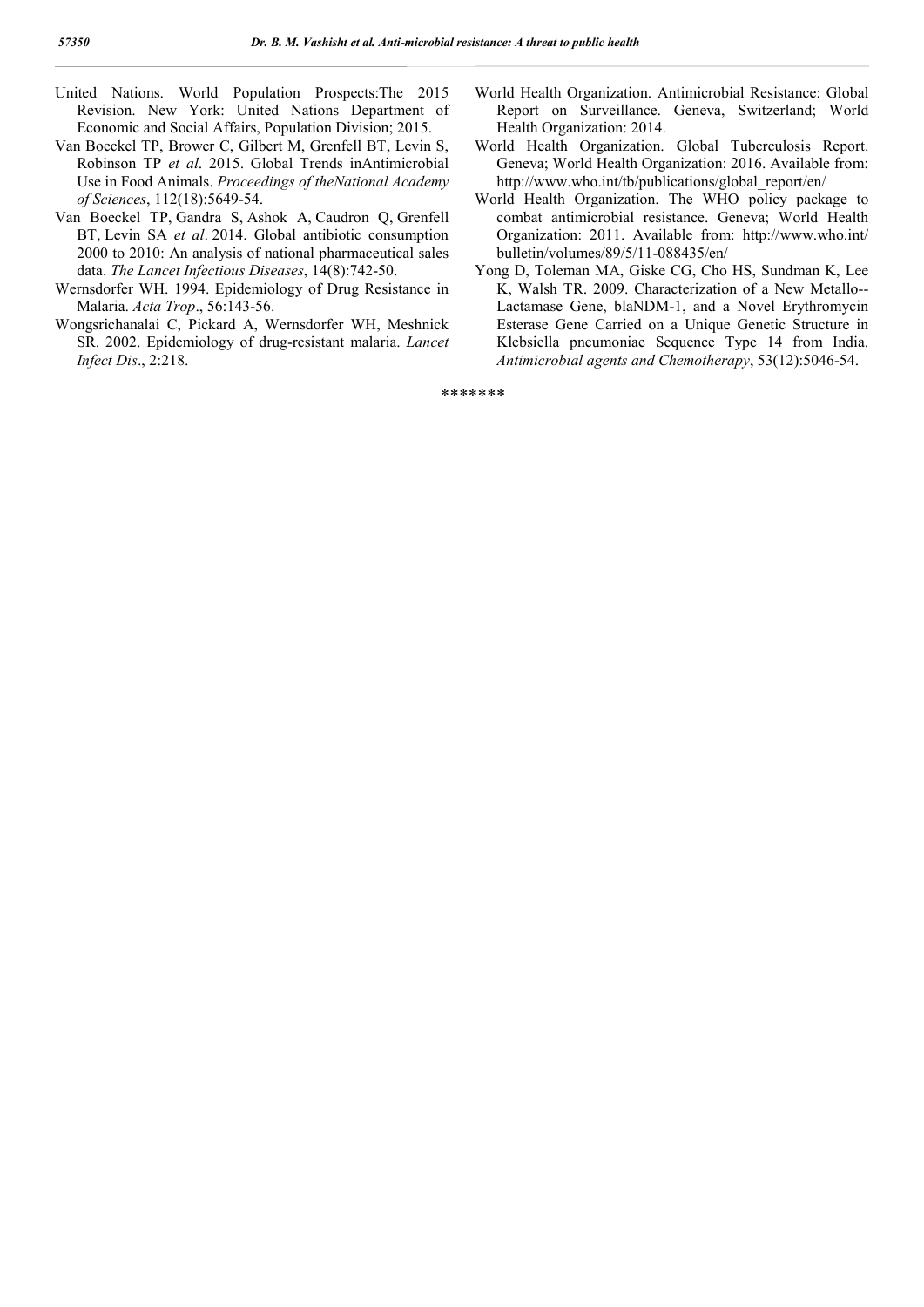United Nations. World Population Prospects:The 2015 Revision. New York: United Nations Department of Economic and Social Affairs, Population Division; 2015.

Van Boeckel TP, Brower C, Gilbert M, Grenfell BT, Levin S, Robinson TP *et al*. 2015. Global Trends inAntimicrobial Use in Food Animals. *Proceedings of theNational Academy of Sciences*, 112(18):5649-54.

Van Boeckel TP, Gandra S, Ashok A, Caudron Q, Grenfell BT, Levin SA *et al*. 2014. Global antibiotic consumption 2000 to 2010: An analysis of national pharmaceutical sales data. *The Lancet Infectious Diseases*, 14(8):742-50.

Wernsdorfer WH. 1994. Epidemiology of Drug Resistance in Malaria. *Acta Trop*., 56:143-56.

Wongsrichanalai C, Pickard A, Wernsdorfer WH, Meshnick SR. 2002. Epidemiology of drug-resistant malaria. *Lancet Infect Dis*., 2:218.

World Health Organization. Antimicrobial Resistance: Global Report on Surveillance. Geneva, Switzerland; World Health Organization: 2014.

World Health Organization. Global Tuberculosis Report. Geneva; World Health Organization: 2016. Available from: http://www.who.int/tb/publications/global_report/en/

World Health Organization. The WHO policy package to combat antimicrobial resistance. Geneva; World Health Organization: 2011. Available from: http://www.who.int/bulletin/volumes/89/5/11-088435/en/

Yong D, Toleman MA, Giske CG, Cho HS, Sundman K, Lee K, Walsh TR. 2009. Characterization of a New Metallo--Lactamase Gene, blaNDM-1, and a Novel Erythromycin Esterase Gene Carried on a Unique Genetic Structure in Klebsiella pneumoniae Sequence Type 14 from India. *Antimicrobial agents and Chemotherapy*, 53(12):5046-54.

\*\*\*\*\*\*\*